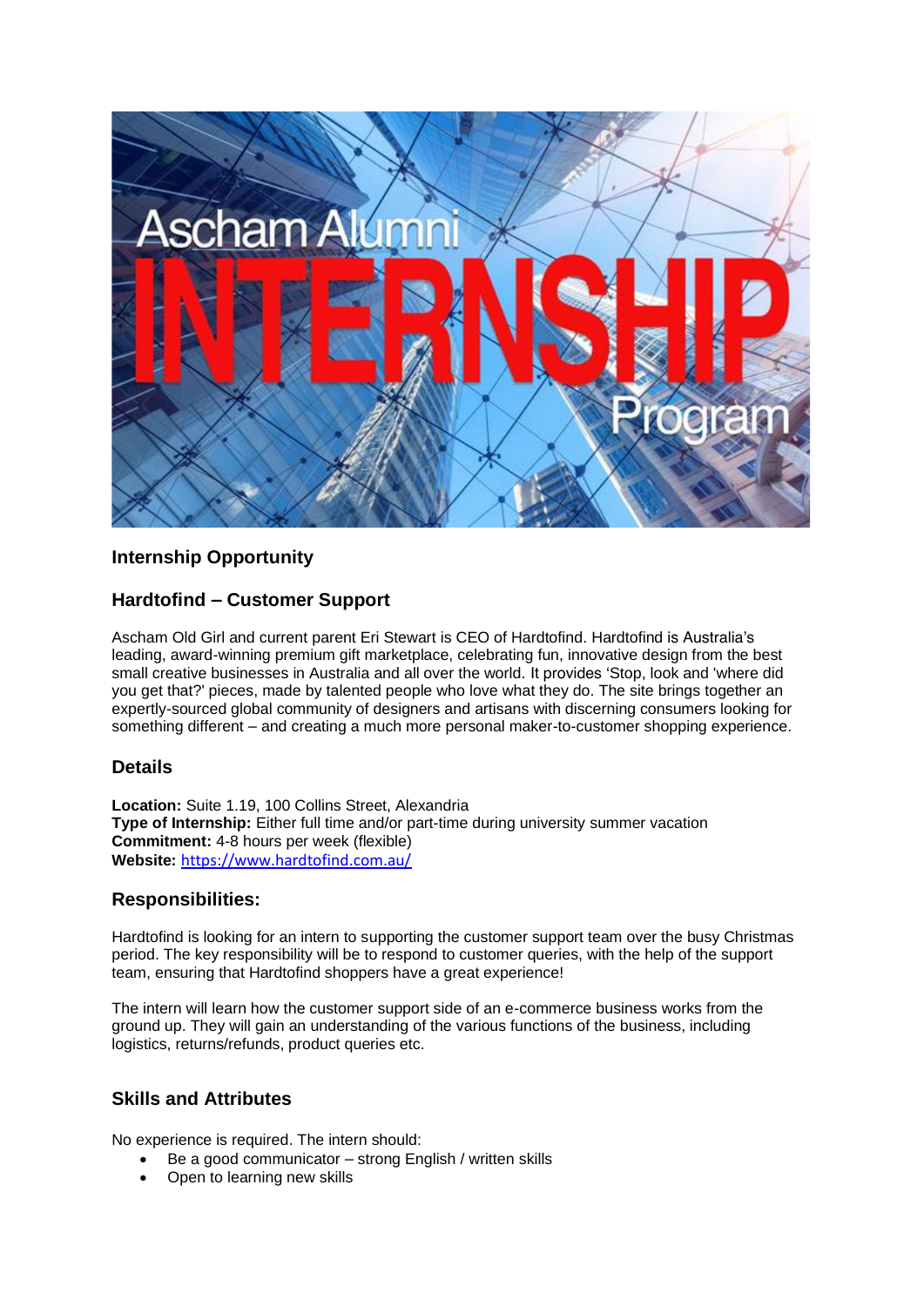## Internship Opportunity

## Hardtofind – Customer Support

Ascham Old Girl and current parent Eri Stewart is CEO of Hardtofind. Hardtofind is Australia's leading, award-winning premium gift marketplace, celebrating fun, innovative design from the best small creative businesses in Australia and all over the world. It provides 'Stop, look and 'where did you get that?' pieces, made by talented people who love what they do. The site brings together an expertly-sourced global community of designers and artisans with discerning consumers looking for something different – and creating a much more personal maker-to-customer shopping experience.

## Details

**Location:** Suite 1.19, 100 Collins Street, Alexandria
**Type of Internship:** Either full time and/or part-time during university summer vacation
**Commitment:** 4-8 hours per week (flexible)
**Website:** https://www.hardtofind.com.au/

## Responsibilities:

Hardtofind is looking for an intern to supporting the customer support team over the busy Christmas period. The key responsibility will be to respond to customer queries, with the help of the support team, ensuring that Hardtofind shoppers have a great experience!

The intern will learn how the customer support side of an e-commerce business works from the ground up. They will gain an understanding of the various functions of the business, including logistics, returns/refunds, product queries etc.

## Skills and Attributes

No experience is required. The intern should:

- Be a good communicator – strong English / written skills
- Open to learning new skills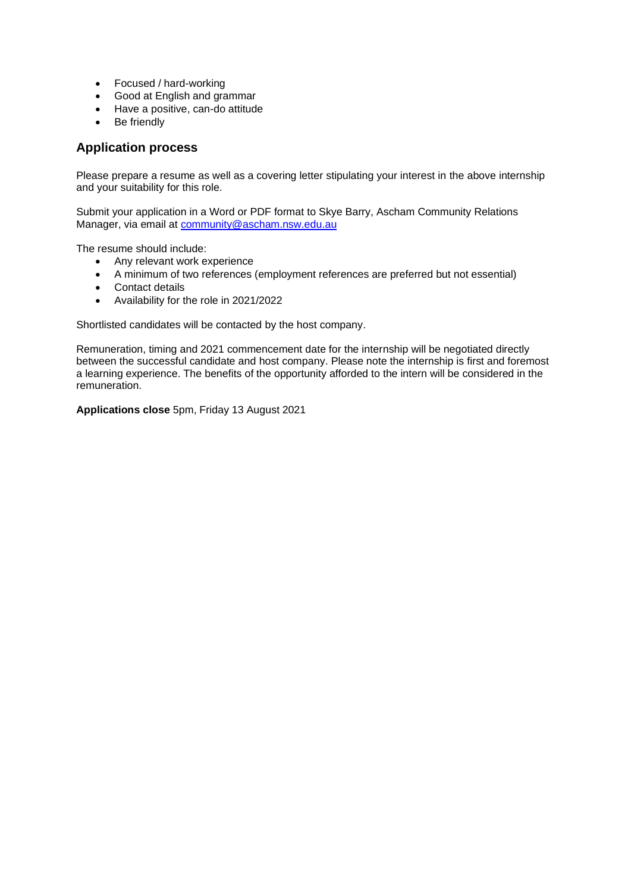- Focused / hard-working
- Good at English and grammar
- Have a positive, can-do attitude
- Be friendly

## Application process

Please prepare a resume as well as a covering letter stipulating your interest in the above internship and your suitability for this role.

Submit your application in a Word or PDF format to Skye Barry, Ascham Community Relations Manager, via email at community@ascham.nsw.edu.au

The resume should include:

- Any relevant work experience
- A minimum of two references (employment references are preferred but not essential)
- Contact details
- Availability for the role in 2021/2022

Shortlisted candidates will be contacted by the host company.

Remuneration, timing and 2021 commencement date for the internship will be negotiated directly between the successful candidate and host company. Please note the internship is first and foremost a learning experience. The benefits of the opportunity afforded to the intern will be considered in the remuneration.

**Applications close** 5pm, Friday 13 August 2021